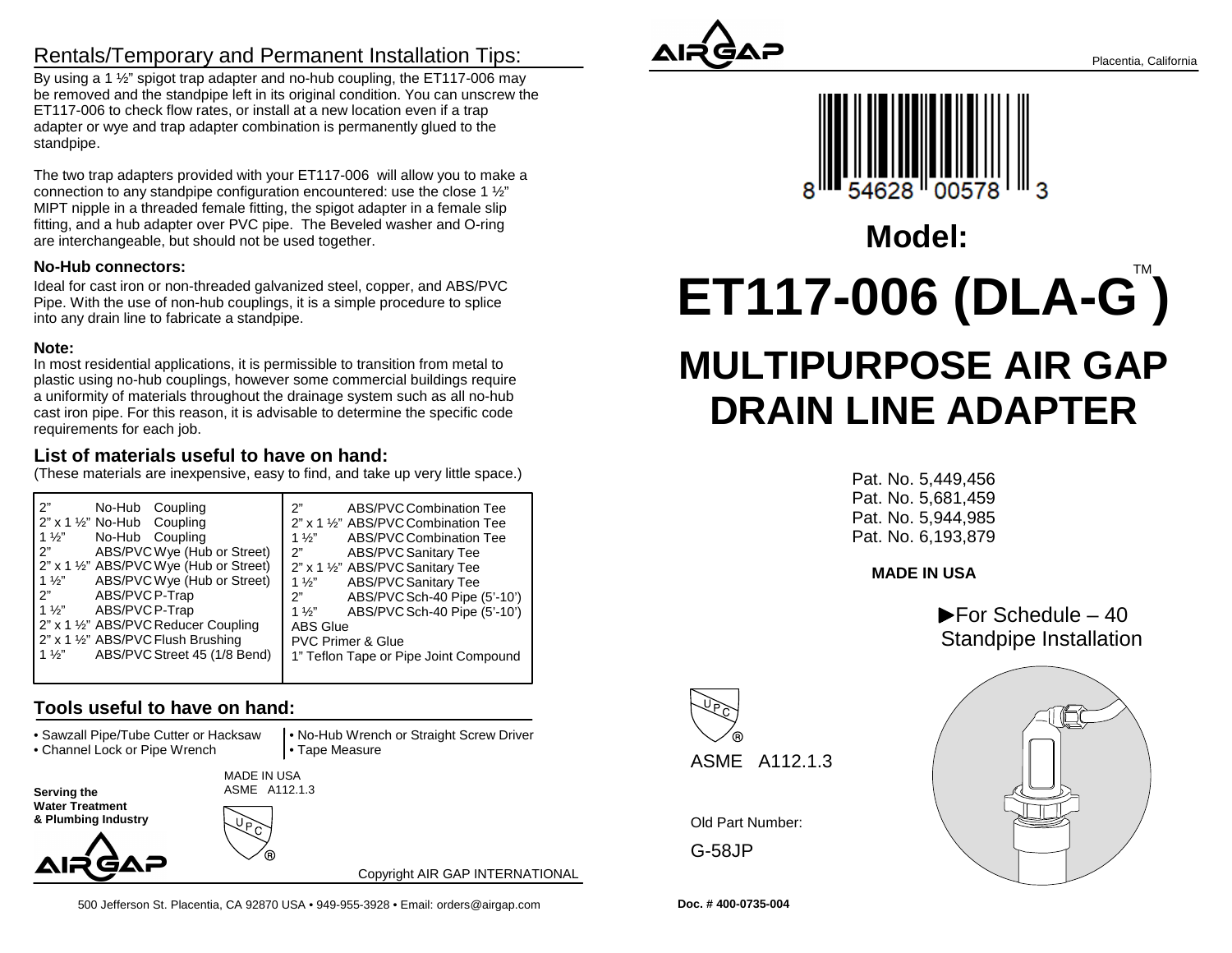## Rentals/Temporary and Permanent Installation Tips:

By using a 1 ½" spigot trap adapter and no-hub coupling, the ET117-006 may be removed and the standpipe left in its original condition. You can unscrew the ET117-006 to check flow rates, or install at a new location even if a trap adapter or wye and trap adapter combination is permanently glued to the standpipe.

The two trap adapters provided with your ET117-006 will allow you to make a connection to any standpipe configuration encountered: use the close 1 ½" MIPT nipple in a threaded female fitting, the spigot adapter in a female slip fitting, and a hub adapter over PVC pipe. The Beveled washer and O-ring are interchangeable, but should not be used together.

### No-Hub connectors:

Ideal for cast iron or non-threaded galvanized steel, copper, and ABS/PVC Pipe. With the use of non-hub couplings, it is a simple procedure to splice into any drain line to fabricate a standpipe.

### Note:

In most residential applications, it is permissible to transition from metal to plastic using no-hub couplings, however some commercial buildings require a uniformity of materials throughout the drainage system such as all no-hub cast iron pipe. For this reason, it is advisable to determine the specific code requirements for each job.

### List of materials useful to have on hand:

(These materials are inexpensive, easy to find, and take up very little space.)

| Size | Material | Item |
|---|---|---|
| 2" | No-Hub | Coupling |
| 2" x 1 ½" | No-Hub | Coupling |
| 1 ½" | No-Hub | Coupling |
| 2" | ABS/PVC | Wye (Hub or Street) |
| 2" x 1 ½" | ABS/PVC | Wye (Hub or Street) |
| 1 ½" | ABS/PVC | Wye (Hub or Street) |
| 2" | ABS/PVC | P-Trap |
| 1 ½" | ABS/PVC | P-Trap |
| 2" x 1 ½" | ABS/PVC | Reducer Coupling |
| 2" x 1 ½" | ABS/PVC | Flush Brushing |
| 1 ½" | ABS/PVC | Street 45 (1/8 Bend) |
| 2" | ABS/PVC | Combination Tee |
| 2" x 1 ½" | ABS/PVC | Combination Tee |
| 1 ½" | ABS/PVC | Combination Tee |
| 2" | ABS/PVC | Sanitary Tee |
| 2" x 1 ½" | ABS/PVC | Sanitary Tee |
| 1 ½" | ABS/PVC | Sanitary Tee |
| 2" | ABS/PVC | Sch-40 Pipe (5'-10') |
| 1 ½" | ABS/PVC | Sch-40 Pipe (5'-10') |
| | | ABS Glue |
| | | PVC Primer & Glue |
| | | 1" Teflon Tape or Pipe Joint Compound |

### Tools useful to have on hand:

- Sawzall Pipe/Tube Cutter or Hacksaw
- Channel Lock or Pipe Wrench
- No-Hub Wrench or Straight Screw Driver
- Tape Measure

**Serving the Water Treatment & Plumbing Industry**

AIRGAP

MADE IN USA
ASME A112.1.3

UPC ®

Copyright AIR GAP INTERNATIONAL

500 Jefferson St. Placentia, CA 92870 USA • 949-955-3928 • Email: orders@airgap.com

---

AIRGAP

Placentia, California

8 54628 00578 3

# Model:

# ET117-006 (DLA-G™)

# MULTIPURPOSE AIR GAP DRAIN LINE ADAPTER

Pat. No. 5,449,456
Pat. No. 5,681,459
Pat. No. 5,944,985
Pat. No. 6,193,879

**MADE IN USA**

►For Schedule – 40 Standpipe Installation

UPC ®

ASME A112.1.3

Old Part Number:

G-58JP

**Doc. # 400-0735-004**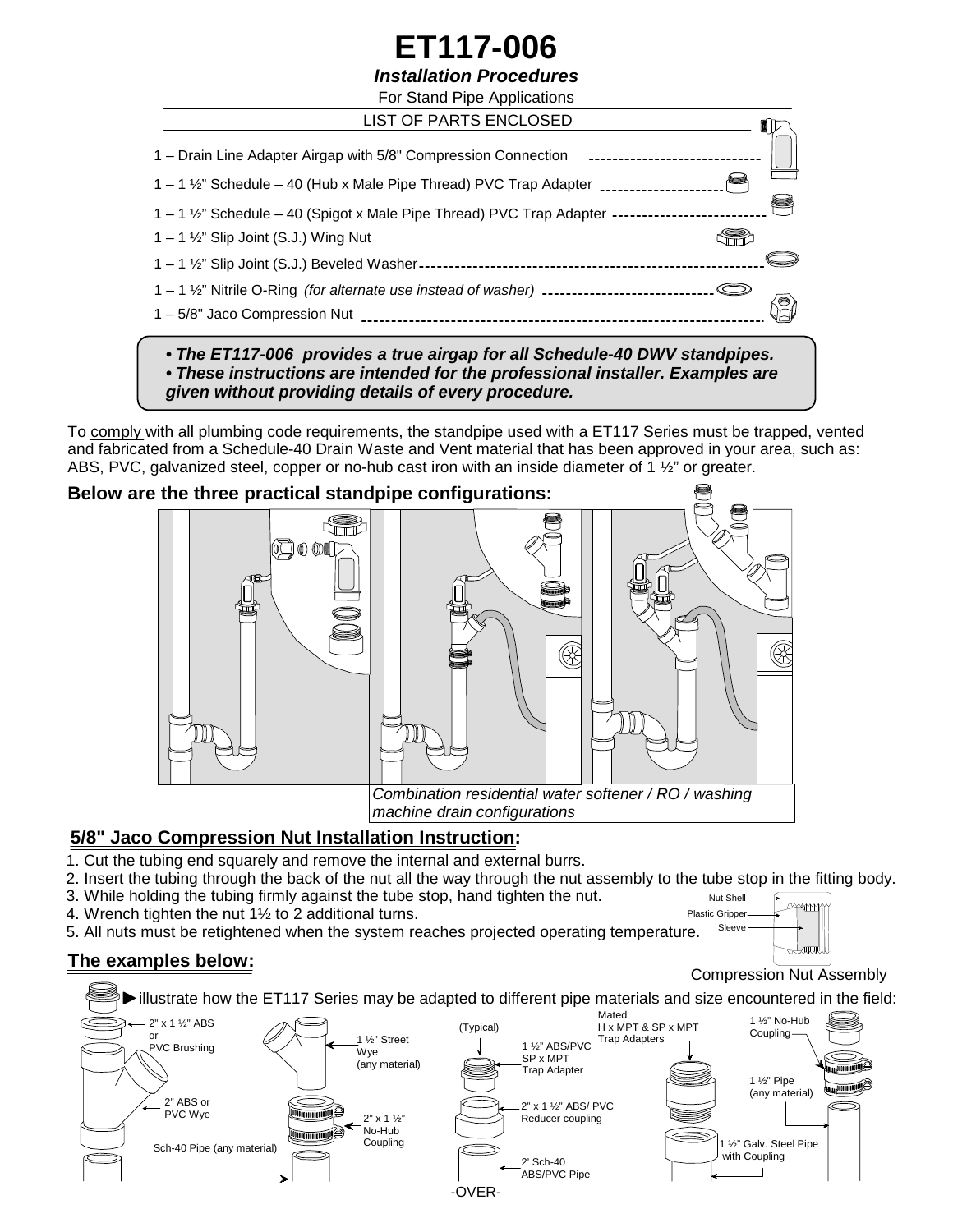# ET117-006

***Installation Procedures***

For Stand Pipe Applications

LIST OF PARTS ENCLOSED

1 – Drain Line Adapter Airgap with 5/8" Compression Connection

1 – 1 ½" Schedule – 40 (Hub x Male Pipe Thread) PVC Trap Adapter

1 – 1 ½" Schedule – 40 (Spigot x Male Pipe Thread) PVC Trap Adapter

1 – 1 ½" Slip Joint (S.J.) Wing Nut

1 – 1 ½" Slip Joint (S.J.) Beveled Washer

1 – 1 ½" Nitrile O-Ring *(for alternate use instead of washer)*

1 – 5/8" Jaco Compression Nut

> ***• The ET117-006 provides a true airgap for all Schedule-40 DWV standpipes.***
> ***• These instructions are intended for the professional installer. Examples are given without providing details of every procedure.***

To comply with all plumbing code requirements, the standpipe used with a ET117 Series must be trapped, vented and fabricated from a Schedule-40 Drain Waste and Vent material that has been approved in your area, such as: ABS, PVC, galvanized steel, copper or no-hub cast iron with an inside diameter of 1 ½" or greater.

**Below are the three practical standpipe configurations:**

*Combination residential water softener / RO / washing machine drain configurations*

## 5/8" Jaco Compression Nut Installation Instruction:

1. Cut the tubing end squarely and remove the internal and external burrs.
2. Insert the tubing through the back of the nut all the way through the nut assembly to the tube stop in the fitting body.
3. While holding the tubing firmly against the tube stop, hand tighten the nut.
4. Wrench tighten the nut 1½ to 2 additional turns.
5. All nuts must be retightened when the system reaches projected operating temperature.

Nut Shell
Plastic Gripper
Sleeve

Compression Nut Assembly

## The examples below:

►illustrate how the ET117 Series may be adapted to different pipe materials and size encountered in the field:

2" x 1 ½" ABS or PVC Brushing

2" ABS or PVC Wye

Sch-40 Pipe (any material)

1 ½" Street Wye (any material)

2" x 1 ½" No-Hub Coupling

(Typical)

1 ½" ABS/PVC SP x MPT Trap Adapter

2" x 1 ½" ABS/ PVC Reducer coupling

2' Sch-40 ABS/PVC Pipe

Mated H x MPT & SP x MPT Trap Adapters

1 ½" No-Hub Coupling

1 ½" Pipe (any material)

1 ½" Galv. Steel Pipe with Coupling

-OVER-